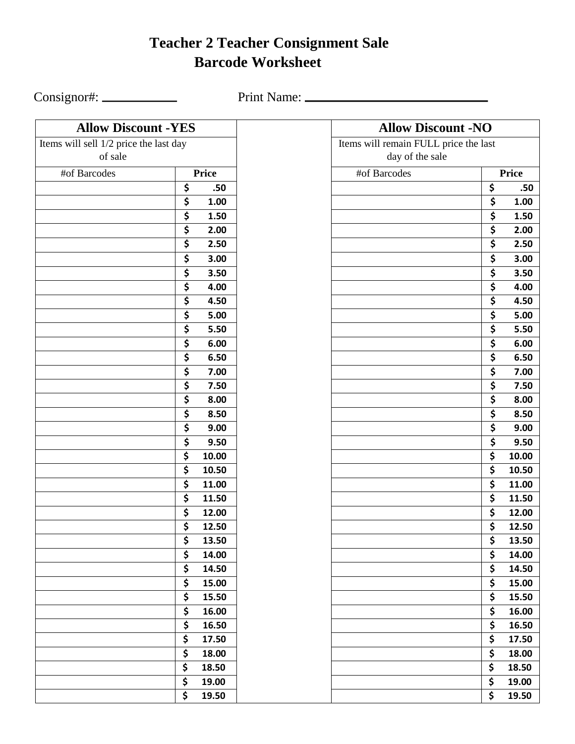# Teacher 2 Teacher Consignment Sale
## Barcode Worksheet

Consignor#: ___________ Print Name: ___________________________

| Allow Discount -YES | |
|---|---|
| Items will sell 1/2 price the last day of sale | |
| #of Barcodes | Price |
| | $ .50 |
| | $ 1.00 |
| | $ 1.50 |
| | $ 2.00 |
| | $ 2.50 |
| | $ 3.00 |
| | $ 3.50 |
| | $ 4.00 |
| | $ 4.50 |
| | $ 5.00 |
| | $ 5.50 |
| | $ 6.00 |
| | $ 6.50 |
| | $ 7.00 |
| | $ 7.50 |
| | $ 8.00 |
| | $ 8.50 |
| | $ 9.00 |
| | $ 9.50 |
| | $ 10.00 |
| | $ 10.50 |
| | $ 11.00 |
| | $ 11.50 |
| | $ 12.00 |
| | $ 12.50 |
| | $ 13.50 |
| | $ 14.00 |
| | $ 14.50 |
| | $ 15.00 |
| | $ 15.50 |
| | $ 16.00 |
| | $ 16.50 |
| | $ 17.50 |
| | $ 18.00 |
| | $ 18.50 |
| | $ 19.00 |
| | $ 19.50 |

| Allow Discount -NO | |
|---|---|
| Items will remain FULL price the last day of the sale | |
| #of Barcodes | Price |
| | $ .50 |
| | $ 1.00 |
| | $ 1.50 |
| | $ 2.00 |
| | $ 2.50 |
| | $ 3.00 |
| | $ 3.50 |
| | $ 4.00 |
| | $ 4.50 |
| | $ 5.00 |
| | $ 5.50 |
| | $ 6.00 |
| | $ 6.50 |
| | $ 7.00 |
| | $ 7.50 |
| | $ 8.00 |
| | $ 8.50 |
| | $ 9.00 |
| | $ 9.50 |
| | $ 10.00 |
| | $ 10.50 |
| | $ 11.00 |
| | $ 11.50 |
| | $ 12.00 |
| | $ 12.50 |
| | $ 13.50 |
| | $ 14.00 |
| | $ 14.50 |
| | $ 15.00 |
| | $ 15.50 |
| | $ 16.00 |
| | $ 16.50 |
| | $ 17.50 |
| | $ 18.00 |
| | $ 18.50 |
| | $ 19.00 |
| | $ 19.50 |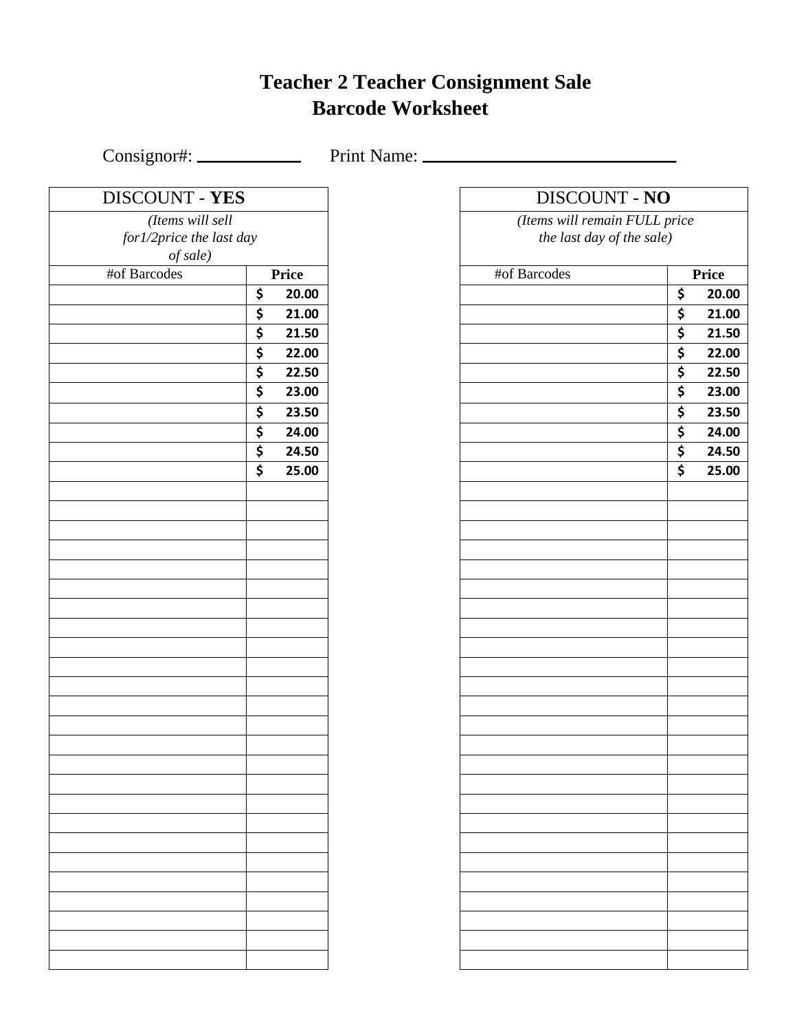# Teacher 2 Teacher Consignment Sale
## Barcode Worksheet

Consignor#: ___________ Print Name: ____________________________

| DISCOUNT - **YES** | |
|---|---|
| *(Items will sell for1/2price the last day of sale)* | |
| #of Barcodes | **Price** |
| | **$ 20.00** |
| | **$ 21.00** |
| | **$ 21.50** |
| | **$ 22.00** |
| | **$ 22.50** |
| | **$ 23.00** |
| | **$ 23.50** |
| | **$ 24.00** |
| | **$ 24.50** |
| | **$ 25.00** |
| | |
| | |
| | |
| | |
| | |
| | |
| | |
| | |
| | |
| | |
| | |
| | |
| | |
| | |
| | |
| | |
| | |
| | |
| | |
| | |
| | |
| | |
| | |
| | |

| DISCOUNT - **NO** | |
|---|---|
| *(Items will remain FULL price the last day of the sale)* | |
| #of Barcodes | **Price** |
| | **$ 20.00** |
| | **$ 21.00** |
| | **$ 21.50** |
| | **$ 22.00** |
| | **$ 22.50** |
| | **$ 23.00** |
| | **$ 23.50** |
| | **$ 24.00** |
| | **$ 24.50** |
| | **$ 25.00** |
| | |
| | |
| | |
| | |
| | |
| | |
| | |
| | |
| | |
| | |
| | |
| | |
| | |
| | |
| | |
| | |
| | |
| | |
| | |
| | |
| | |
| | |
| | |
| | |